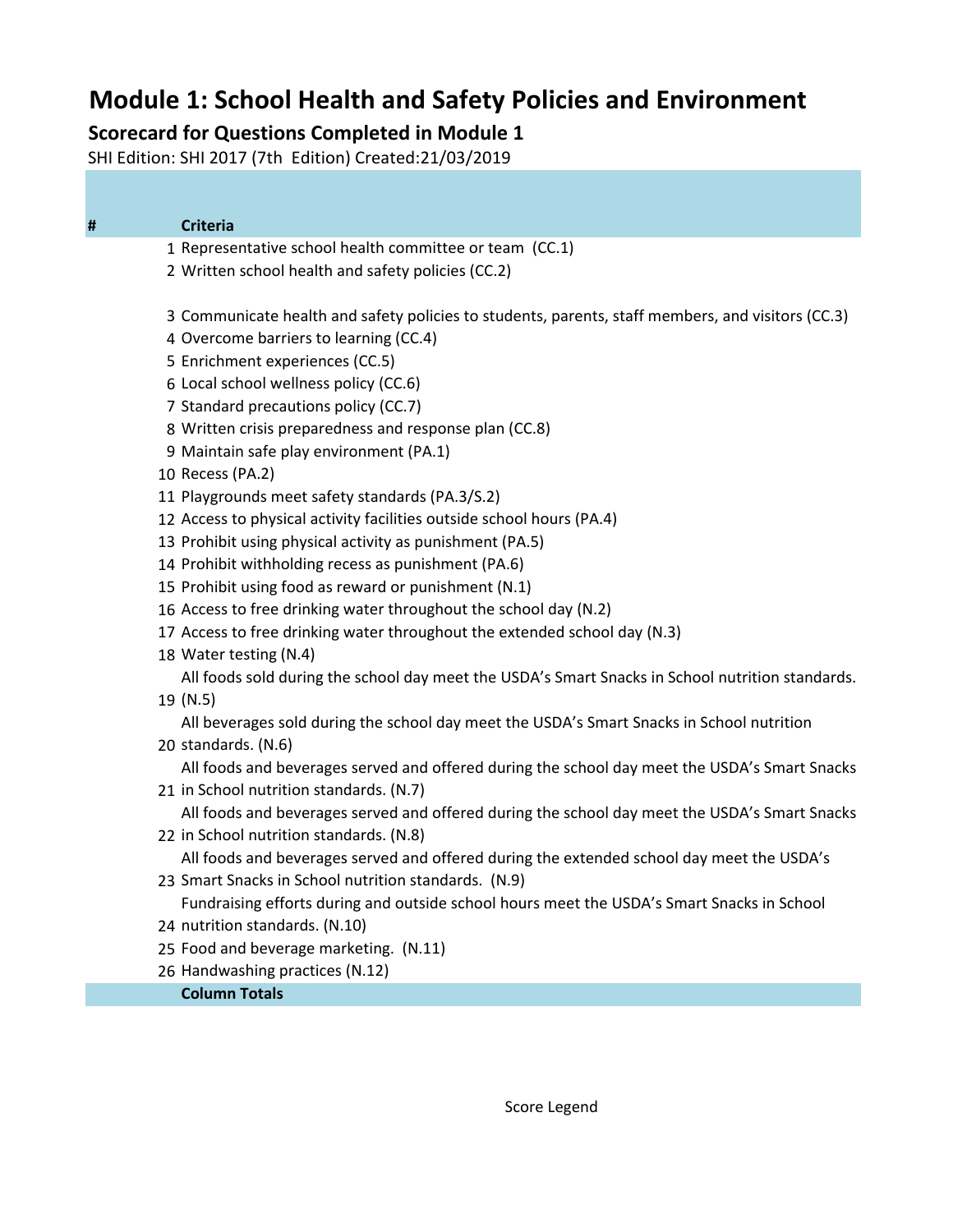# Module 1: School Health and Safety Policies and Environment

## Scorecard for Questions Completed in Module 1

SHI Edition: SHI 2017 (7th Edition) Created:21/03/2019

| # | Criteria |
|---|---|
| 1 | Representative school health committee or team (CC.1) |
| 2 | Written school health and safety policies (CC.2) |
| 3 | Communicate health and safety policies to students, parents, staff members, and visitors (CC.3) |
| 4 | Overcome barriers to learning (CC.4) |
| 5 | Enrichment experiences (CC.5) |
| 6 | Local school wellness policy (CC.6) |
| 7 | Standard precautions policy (CC.7) |
| 8 | Written crisis preparedness and response plan (CC.8) |
| 9 | Maintain safe play environment (PA.1) |
| 10 | Recess (PA.2) |
| 11 | Playgrounds meet safety standards (PA.3/S.2) |
| 12 | Access to physical activity facilities outside school hours (PA.4) |
| 13 | Prohibit using physical activity as punishment (PA.5) |
| 14 | Prohibit withholding recess as punishment (PA.6) |
| 15 | Prohibit using food as reward or punishment (N.1) |
| 16 | Access to free drinking water throughout the school day (N.2) |
| 17 | Access to free drinking water throughout the extended school day (N.3) |
| 18 | Water testing (N.4) |
| 19 | All foods sold during the school day meet the USDA's Smart Snacks in School nutrition standards. (N.5) |
| 20 | All beverages sold during the school day meet the USDA's Smart Snacks in School nutrition standards. (N.6) |
| 21 | All foods and beverages served and offered during the school day meet the USDA's Smart Snacks in School nutrition standards. (N.7) |
| 22 | All foods and beverages served and offered during the school day meet the USDA's Smart Snacks in School nutrition standards. (N.8) |
| 23 | All foods and beverages served and offered during the extended school day meet the USDA's Smart Snacks in School nutrition standards. (N.9) |
| 24 | Fundraising efforts during and outside school hours meet the USDA's Smart Snacks in School nutrition standards. (N.10) |
| 25 | Food and beverage marketing. (N.11) |
| 26 | Handwashing practices (N.12) |
| | **Column Totals** |

Score Legend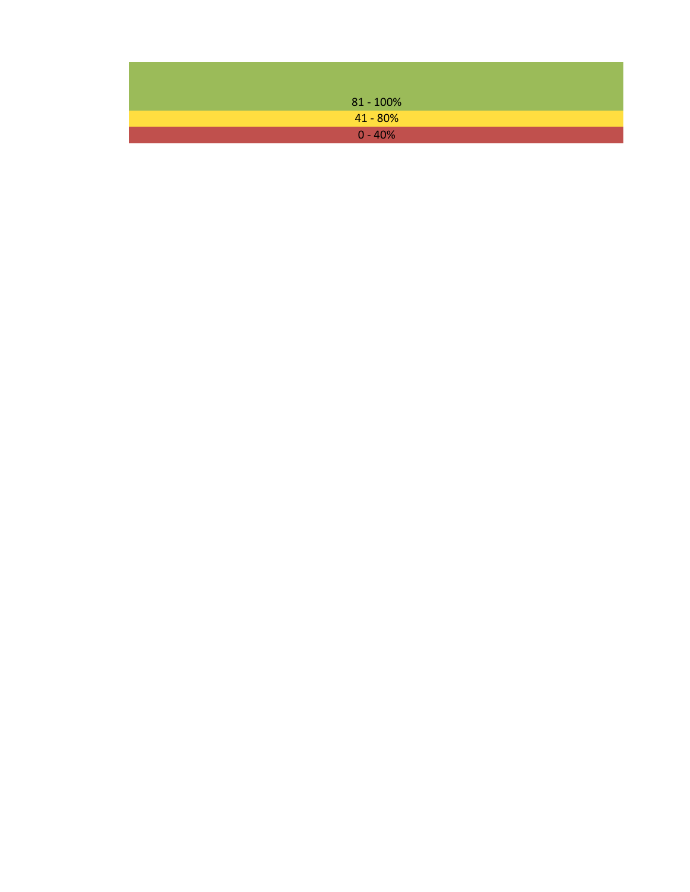81 - 100%

41 - 80%

0 - 40%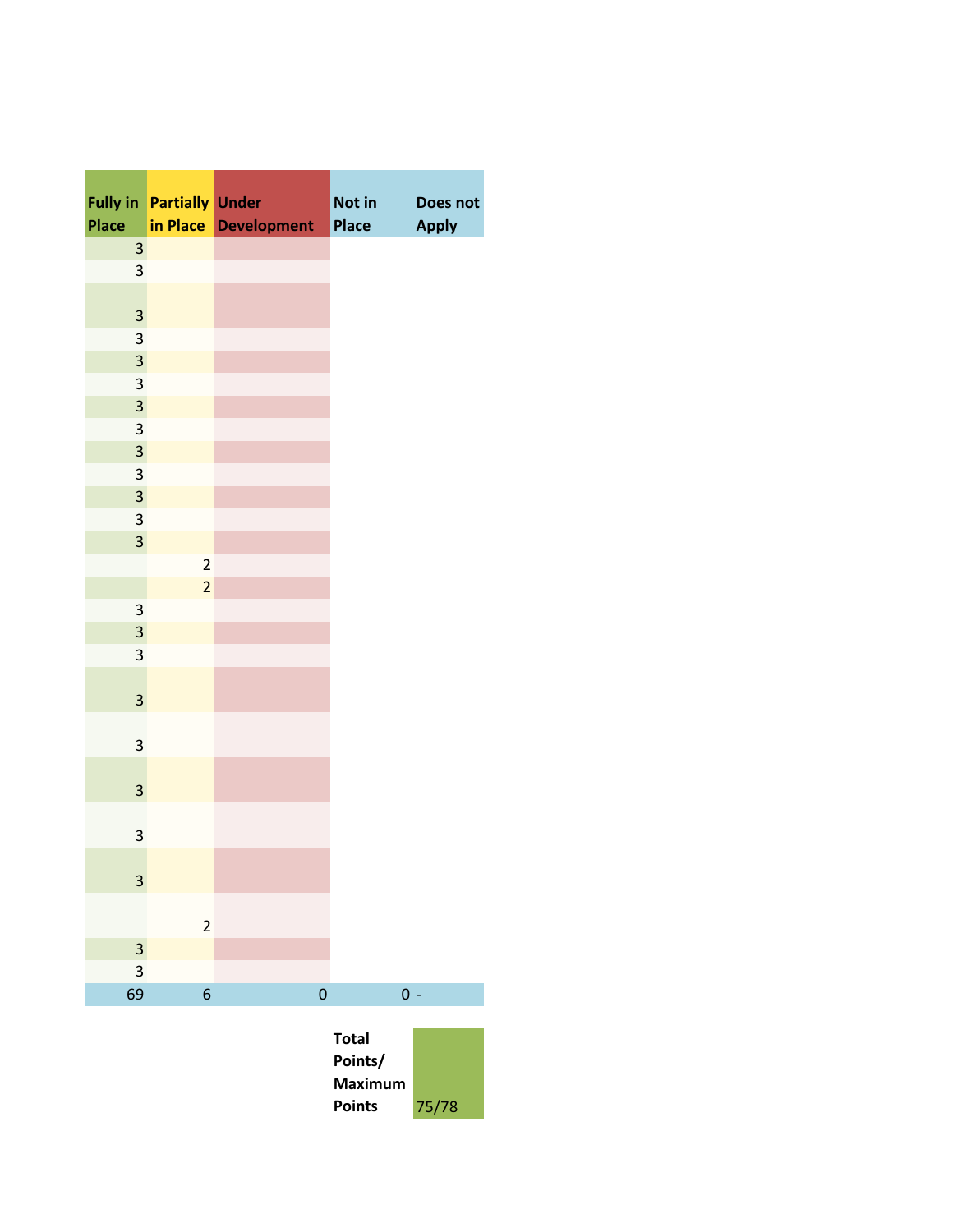| Fully in Place | Partially in Place | Under Development | Not in Place | Does not Apply |
|---|---|---|---|---|
| 3 | | | | |
| 3 | | | | |
| 3 | | | | |
| 3 | | | | |
| 3 | | | | |
| 3 | | | | |
| 3 | | | | |
| 3 | | | | |
| 3 | | | | |
| 3 | | | | |
| 3 | | | | |
| 3 | | | | |
| 3 | | | | |
| | 2 | | | |
| | 2 | | | |
| 3 | | | | |
| 3 | | | | |
| 3 | | | | |
| 3 | | | | |
| 3 | | | | |
| 3 | | | | |
| 3 | | | | |
| 3 | | | | |
| | 2 | | | |
| 3 | | | | |
| 3 | | | | |
| 69 | 6 | 0 | 0 | - |

**Total Points/ Maximum Points** 75/78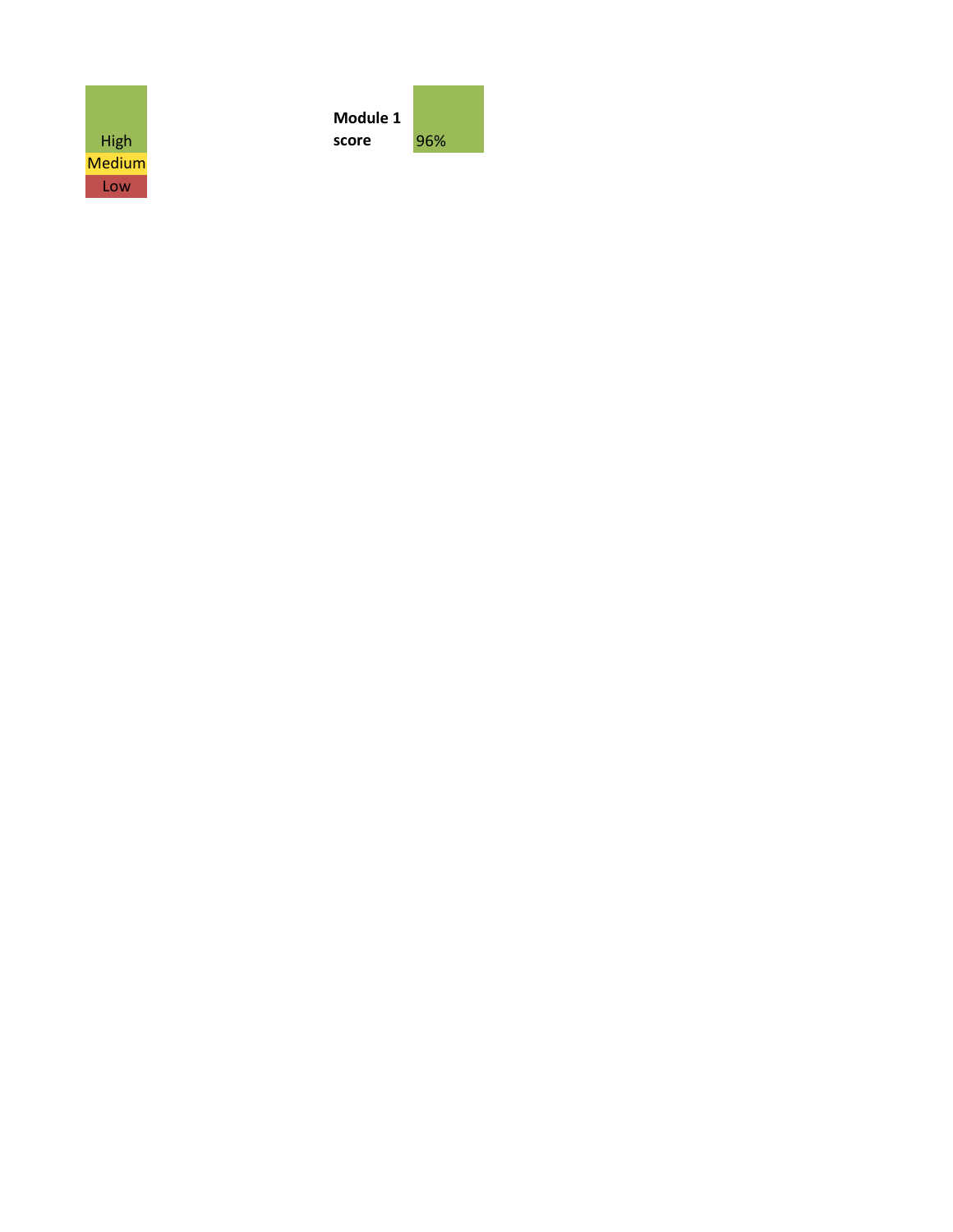| |
|---|
| High |
| Medium |
| Low |

| | |
|---|---|
| **Module 1 score** | 96% |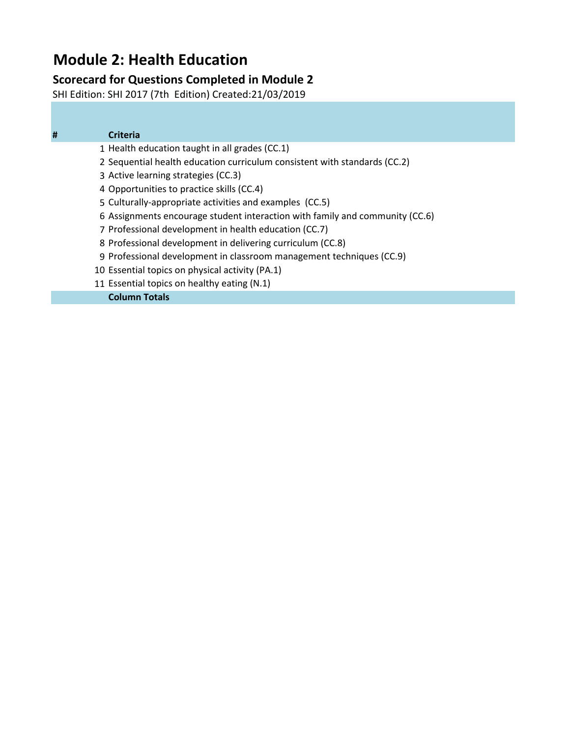# Module 2: Health Education

## Scorecard for Questions Completed in Module 2

SHI Edition: SHI 2017 (7th  Edition) Created:21/03/2019

| # | Criteria |
|---|---|
| 1 | Health education taught in all grades (CC.1) |
| 2 | Sequential health education curriculum consistent with standards (CC.2) |
| 3 | Active learning strategies (CC.3) |
| 4 | Opportunities to practice skills (CC.4) |
| 5 | Culturally-appropriate activities and examples  (CC.5) |
| 6 | Assignments encourage student interaction with family and community (CC.6) |
| 7 | Professional development in health education (CC.7) |
| 8 | Professional development in delivering curriculum (CC.8) |
| 9 | Professional development in classroom management techniques (CC.9) |
| 10 | Essential topics on physical activity (PA.1) |
| 11 | Essential topics on healthy eating (N.1) |
| | **Column Totals** |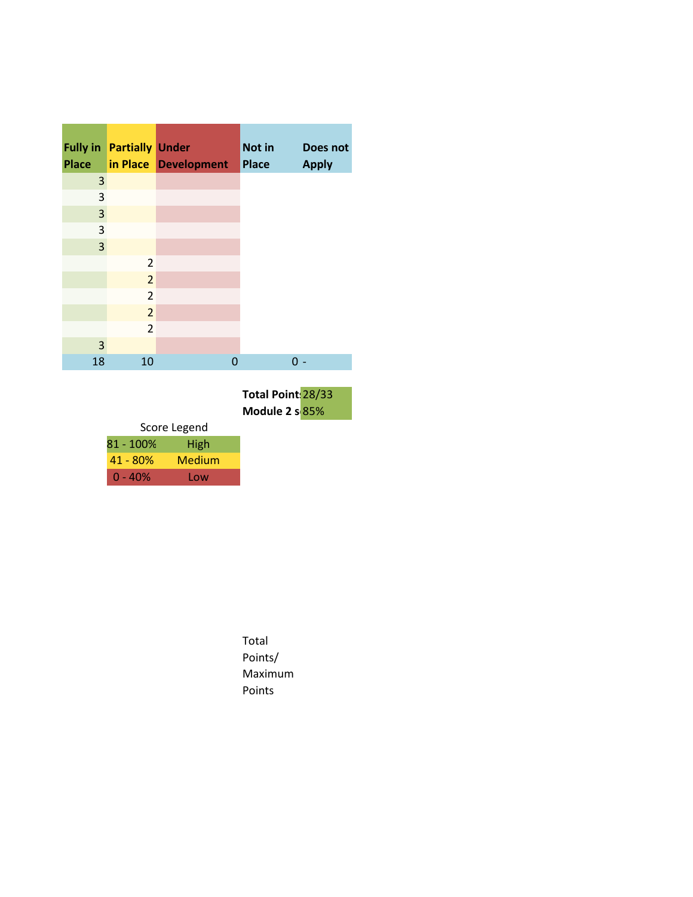| Fully in Place | Partially in Place | Under Development | Not in Place | Does not Apply |
|---|---|---|---|---|
| 3 | | | | |
| 3 | | | | |
| 3 | | | | |
| 3 | | | | |
| 3 | | | | |
| | 2 | | | |
| | 2 | | | |
| | 2 | | | |
| | 2 | | | |
| | 2 | | | |
| 3 | | | | |
| 18 | 10 | 0 | 0 | - |

| | |
|---|---|
| **Total Point** | 28/33 |
| **Module 2 s** | 85% |

Score Legend

| | |
|---|---|
| 81 - 100% | High |
| 41 - 80% | Medium |
| 0 - 40% | Low |

Total Points/ Maximum Points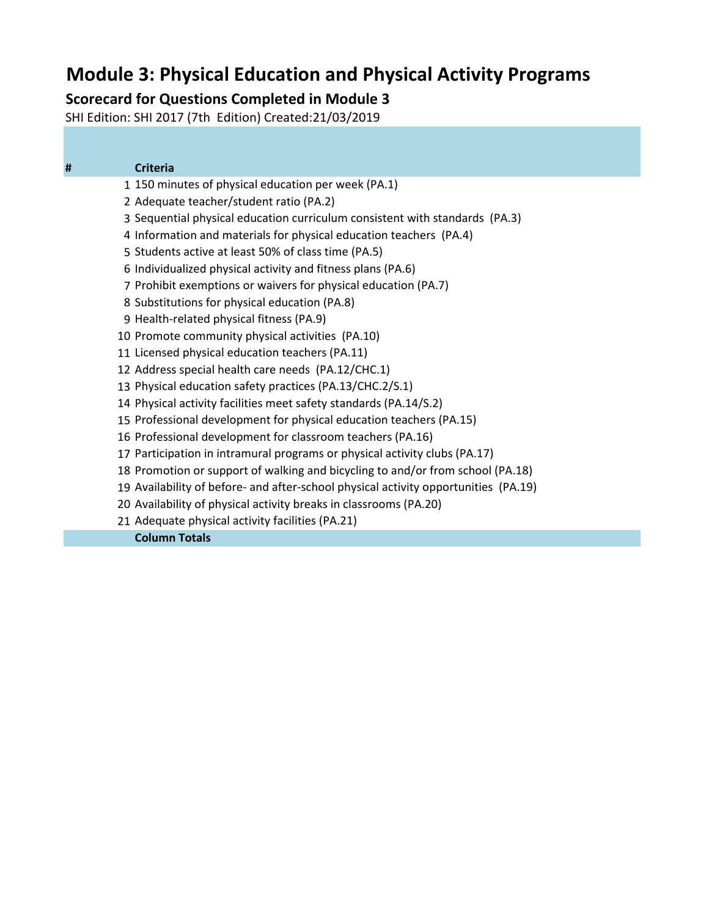# Module 3: Physical Education and Physical Activity Programs

## Scorecard for Questions Completed in Module 3

SHI Edition: SHI 2017 (7th  Edition) Created:21/03/2019

| # | Criteria |
|---|---|
| 1 | 150 minutes of physical education per week (PA.1) |
| 2 | Adequate teacher/student ratio (PA.2) |
| 3 | Sequential physical education curriculum consistent with standards  (PA.3) |
| 4 | Information and materials for physical education teachers  (PA.4) |
| 5 | Students active at least 50% of class time (PA.5) |
| 6 | Individualized physical activity and fitness plans (PA.6) |
| 7 | Prohibit exemptions or waivers for physical education (PA.7) |
| 8 | Substitutions for physical education (PA.8) |
| 9 | Health-related physical fitness (PA.9) |
| 10 | Promote community physical activities  (PA.10) |
| 11 | Licensed physical education teachers (PA.11) |
| 12 | Address special health care needs  (PA.12/CHC.1) |
| 13 | Physical education safety practices (PA.13/CHC.2/S.1) |
| 14 | Physical activity facilities meet safety standards (PA.14/S.2) |
| 15 | Professional development for physical education teachers (PA.15) |
| 16 | Professional development for classroom teachers (PA.16) |
| 17 | Participation in intramural programs or physical activity clubs (PA.17) |
| 18 | Promotion or support of walking and bicycling to and/or from school (PA.18) |
| 19 | Availability of before- and after-school physical activity opportunities  (PA.19) |
| 20 | Availability of physical activity breaks in classrooms (PA.20) |
| 21 | Adequate physical activity facilities (PA.21) |
| | **Column Totals** |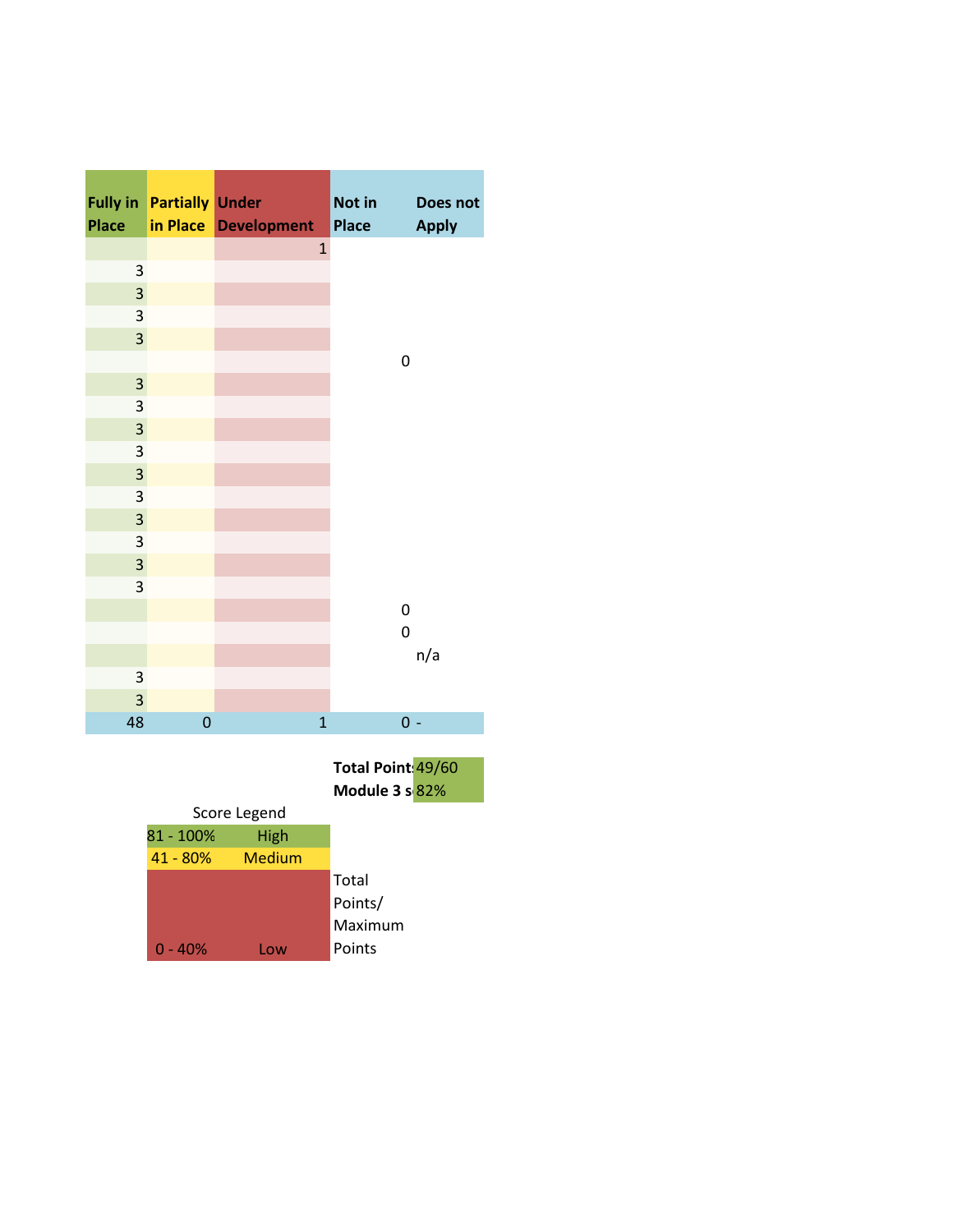| Fully in Place | Partially in Place | Under Development | Not in Place | Does not Apply |
|---|---|---|---|---|
| | | 1 | | |
| 3 | | | | |
| 3 | | | | |
| 3 | | | | |
| 3 | | | | |
| | | | 0 | |
| 3 | | | | |
| 3 | | | | |
| 3 | | | | |
| 3 | | | | |
| 3 | | | | |
| 3 | | | | |
| 3 | | | | |
| 3 | | | | |
| 3 | | | | |
| 3 | | | | |
| | | | 0 | |
| | | | 0 | |
| | | | | n/a |
| 3 | | | | |
| 3 | | | | |
| 48 | 0 | 1 | 0 | - |

**Total Point** 49/60

**Module 3 s** 82%

| Score Legend | |
|---|---|
| 81 - 100% | High |
| 41 - 80% | Medium |
| 0 - 40% | Low |

Total Points/ Maximum Points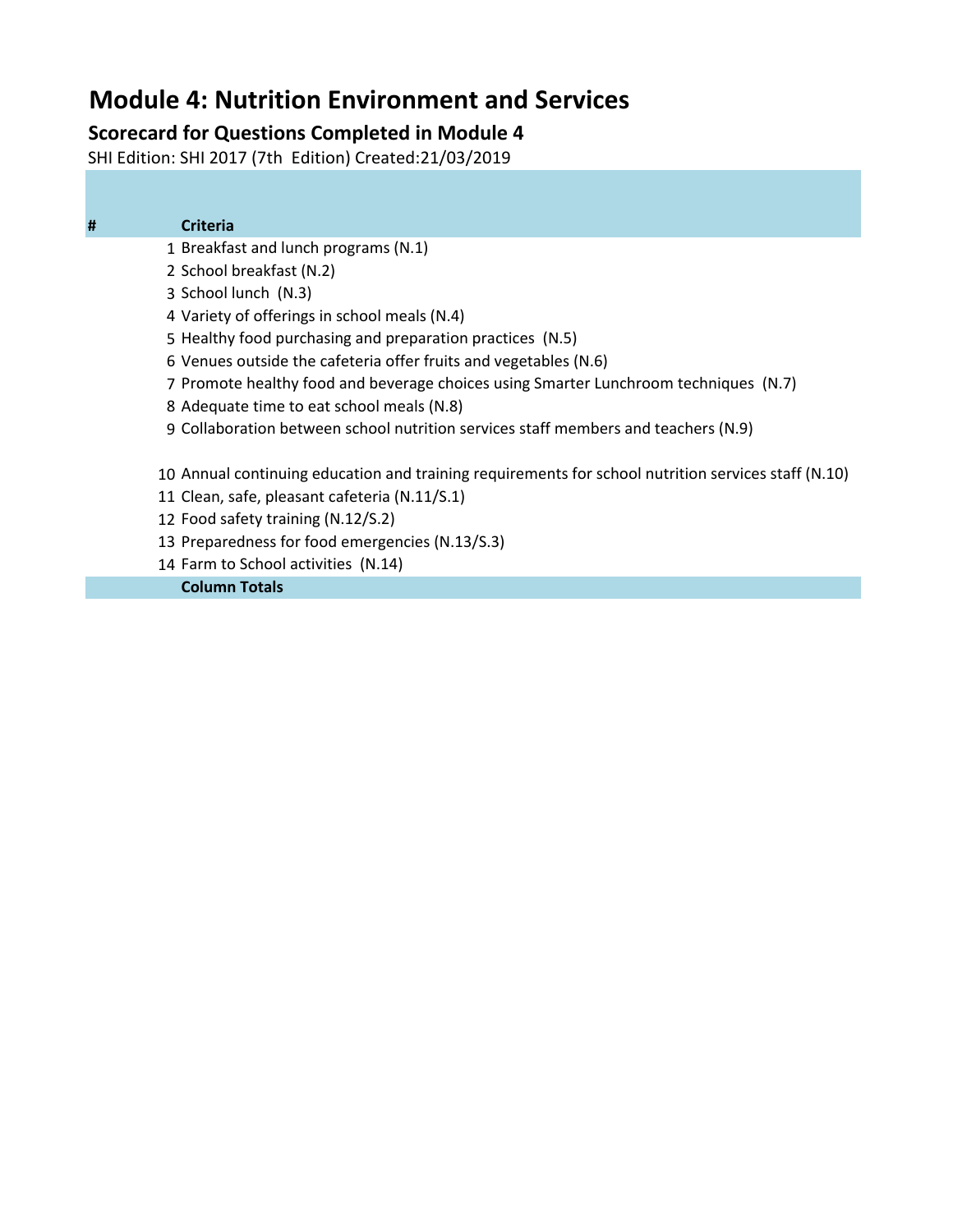# Module 4: Nutrition Environment and Services

## Scorecard for Questions Completed in Module 4

SHI Edition: SHI 2017 (7th  Edition) Created:21/03/2019

| # | Criteria |
|---|---|
| 1 | Breakfast and lunch programs (N.1) |
| 2 | School breakfast (N.2) |
| 3 | School lunch  (N.3) |
| 4 | Variety of offerings in school meals (N.4) |
| 5 | Healthy food purchasing and preparation practices  (N.5) |
| 6 | Venues outside the cafeteria offer fruits and vegetables (N.6) |
| 7 | Promote healthy food and beverage choices using Smarter Lunchroom techniques  (N.7) |
| 8 | Adequate time to eat school meals (N.8) |
| 9 | Collaboration between school nutrition services staff members and teachers (N.9) |
| 10 | Annual continuing education and training requirements for school nutrition services staff (N.10) |
| 11 | Clean, safe, pleasant cafeteria (N.11/S.1) |
| 12 | Food safety training (N.12/S.2) |
| 13 | Preparedness for food emergencies (N.13/S.3) |
| 14 | Farm to School activities  (N.14) |
| | **Column Totals** |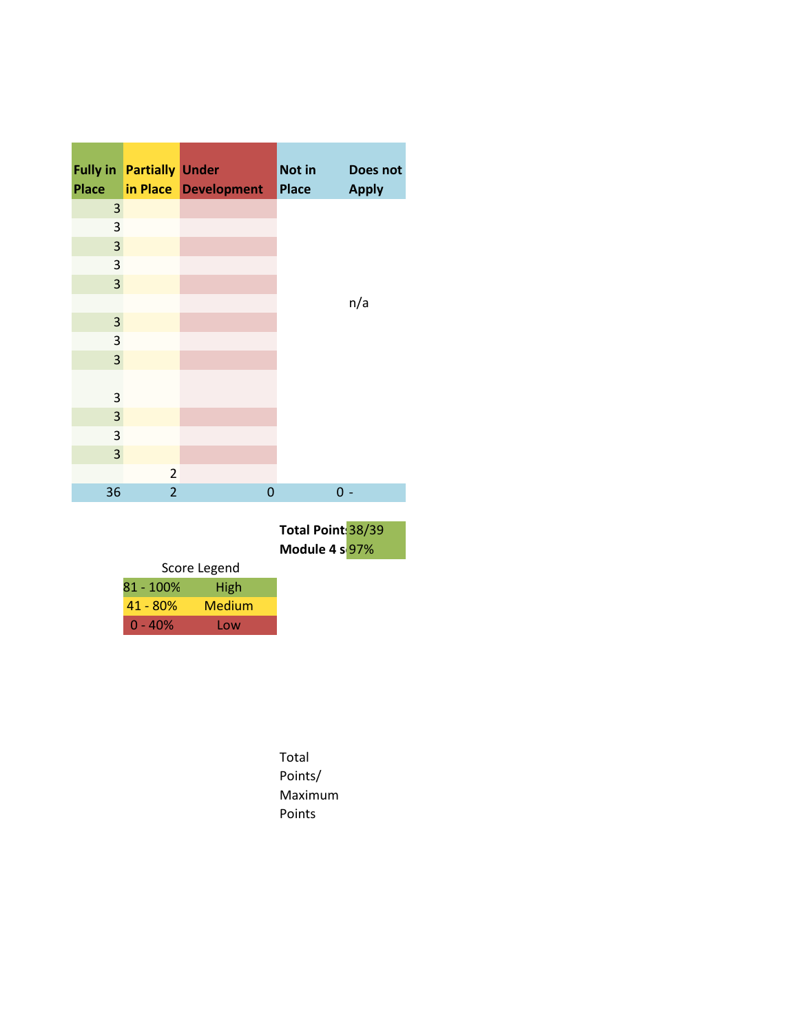| Fully in Place | Partially in Place | Under Development | Not in Place | Does not Apply |
|---|---|---|---|---|
| 3 | | | | |
| 3 | | | | |
| 3 | | | | |
| 3 | | | | |
| 3 | | | | |
| | | | | n/a |
| 3 | | | | |
| 3 | | | | |
| 3 | | | | |
| 3 | | | | |
| 3 | | | | |
| 3 | | | | |
| 3 | | | | |
| | 2 | | | |
| 36 | 2 | 0 | 0 | - |

| | |
|---|---|
| **Total Points** | 38/39 |
| **Module 4 s** | 97% |

Score Legend

| | |
|---|---|
| 81 - 100% | High |
| 41 - 80% | Medium |
| 0 - 40% | Low |

Total Points/ Maximum Points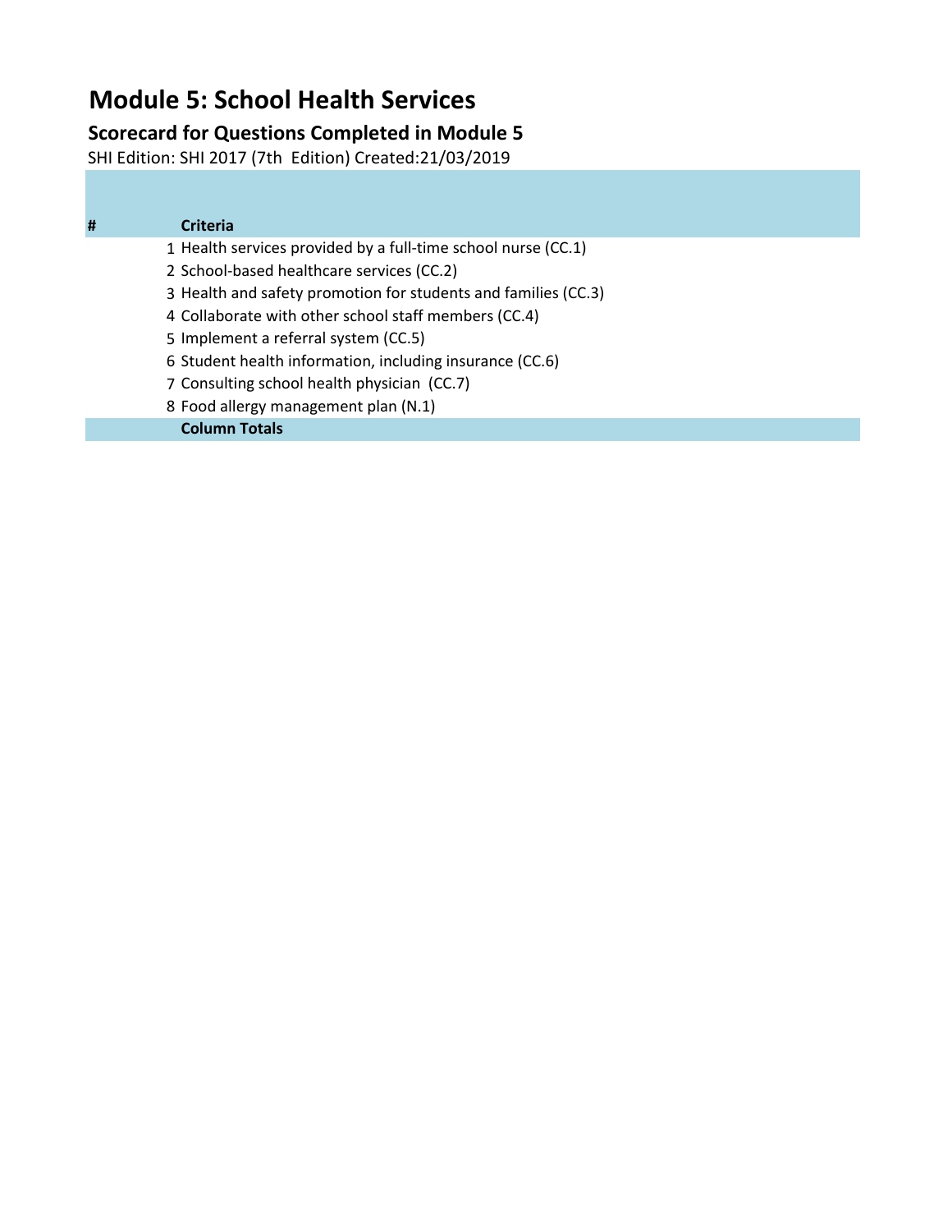# Module 5: School Health Services

## Scorecard for Questions Completed in Module 5

SHI Edition: SHI 2017 (7th  Edition) Created:21/03/2019

| # | Criteria |
|---|---|
| 1 | Health services provided by a full-time school nurse (CC.1) |
| 2 | School-based healthcare services (CC.2) |
| 3 | Health and safety promotion for students and families (CC.3) |
| 4 | Collaborate with other school staff members (CC.4) |
| 5 | Implement a referral system (CC.5) |
| 6 | Student health information, including insurance (CC.6) |
| 7 | Consulting school health physician  (CC.7) |
| 8 | Food allergy management plan (N.1) |
| | **Column Totals** |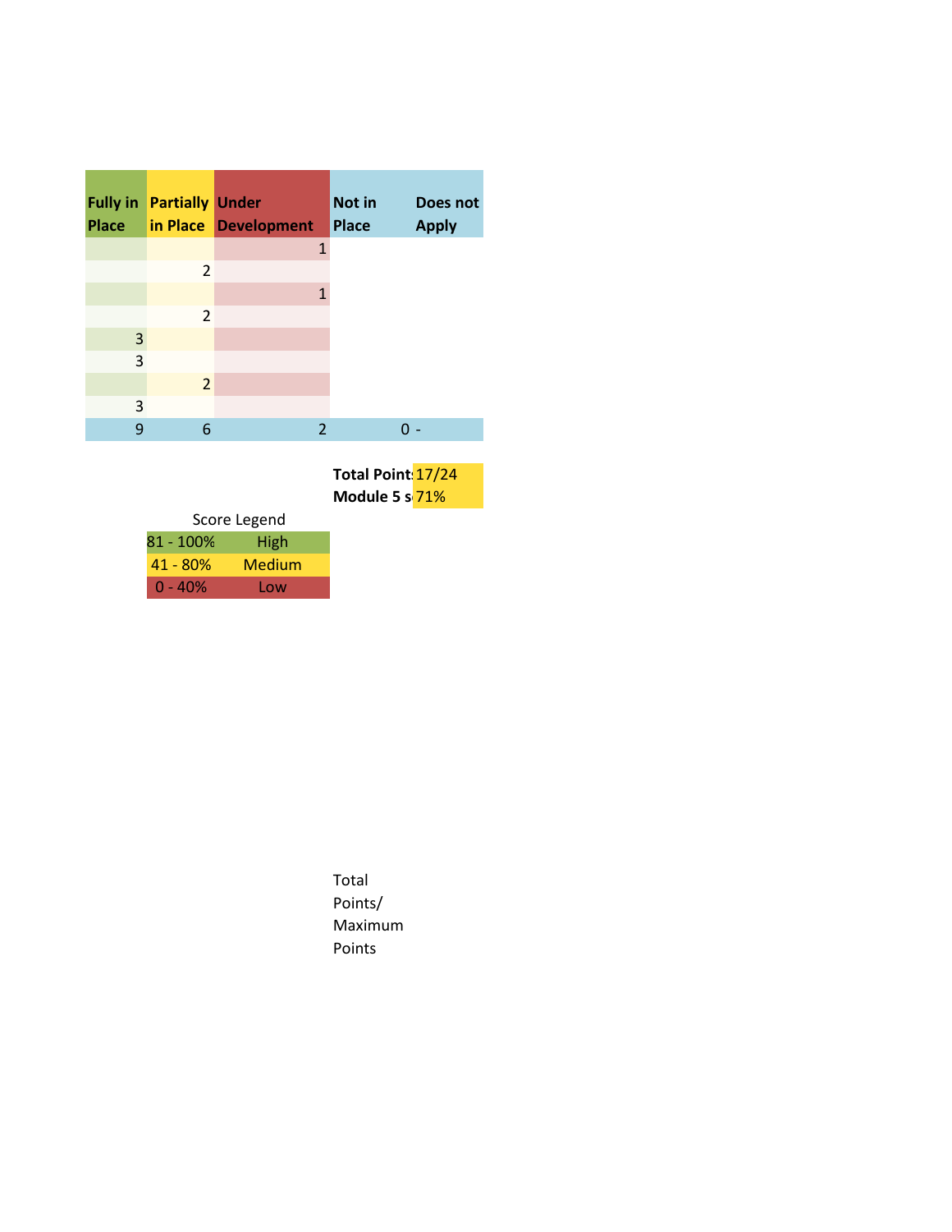| Fully in Place | Partially in Place | Under Development | Not in Place | Does not Apply |
|---|---|---|---|---|
| | | 1 | | |
| | 2 | | | |
| | | 1 | | |
| | 2 | | | |
| 3 | | | | |
| 3 | | | | |
| | 2 | | | |
| 3 | | | | |
| 9 | 6 | 2 | 0 | - |

**Total Point:** 17/24
**Module 5 s** 71%

| Score Legend | |
|---|---|
| 81 - 100% | High |
| 41 - 80% | Medium |
| 0 - 40% | Low |

Total Points/ Maximum Points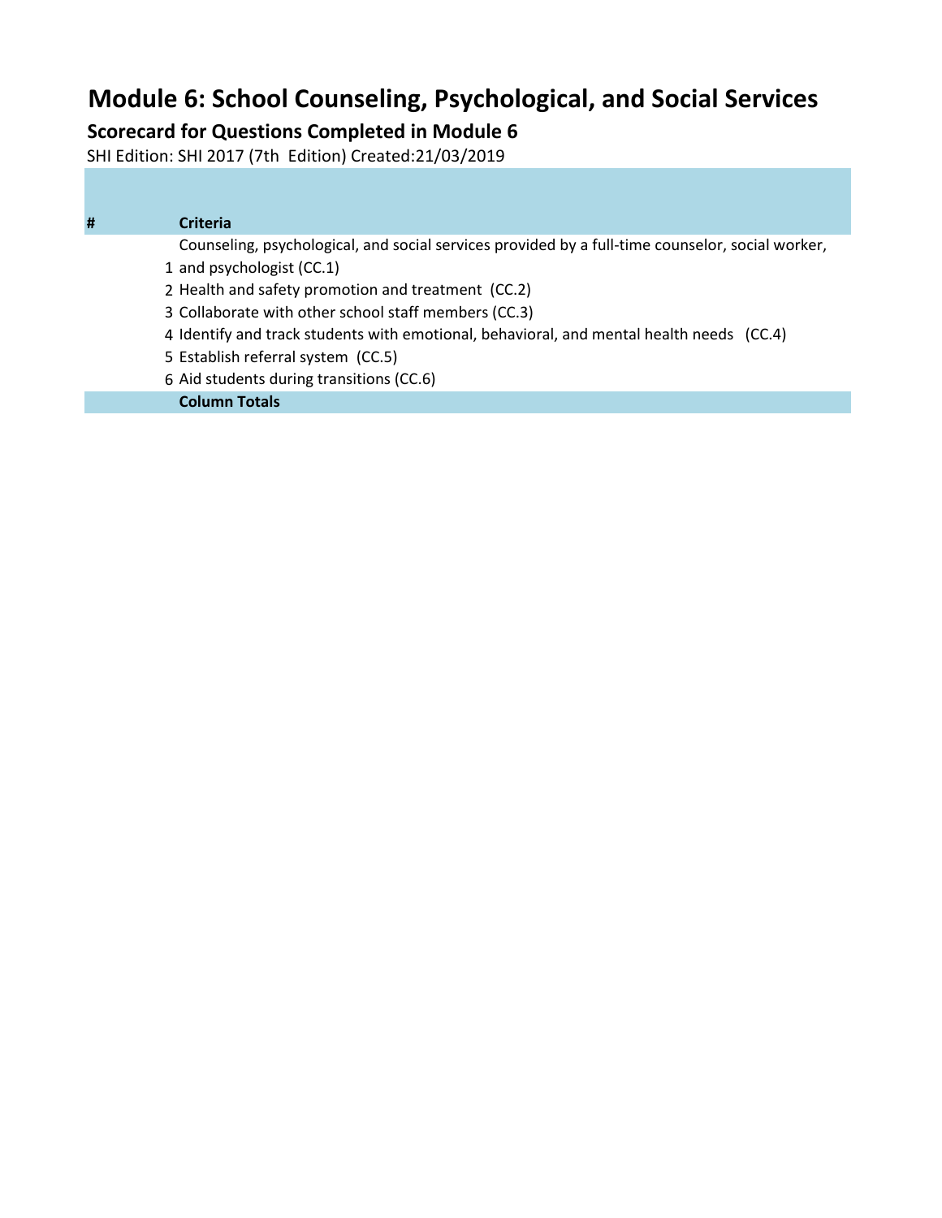# Module 6: School Counseling, Psychological, and Social Services

## Scorecard for Questions Completed in Module 6

SHI Edition: SHI 2017 (7th Edition) Created:21/03/2019

| # | Criteria |
|---|---|
| 1 | Counseling, psychological, and social services provided by a full-time counselor, social worker, and psychologist (CC.1) |
| 2 | Health and safety promotion and treatment (CC.2) |
| 3 | Collaborate with other school staff members (CC.3) |
| 4 | Identify and track students with emotional, behavioral, and mental health needs (CC.4) |
| 5 | Establish referral system (CC.5) |
| 6 | Aid students during transitions (CC.6) |
| | **Column Totals** |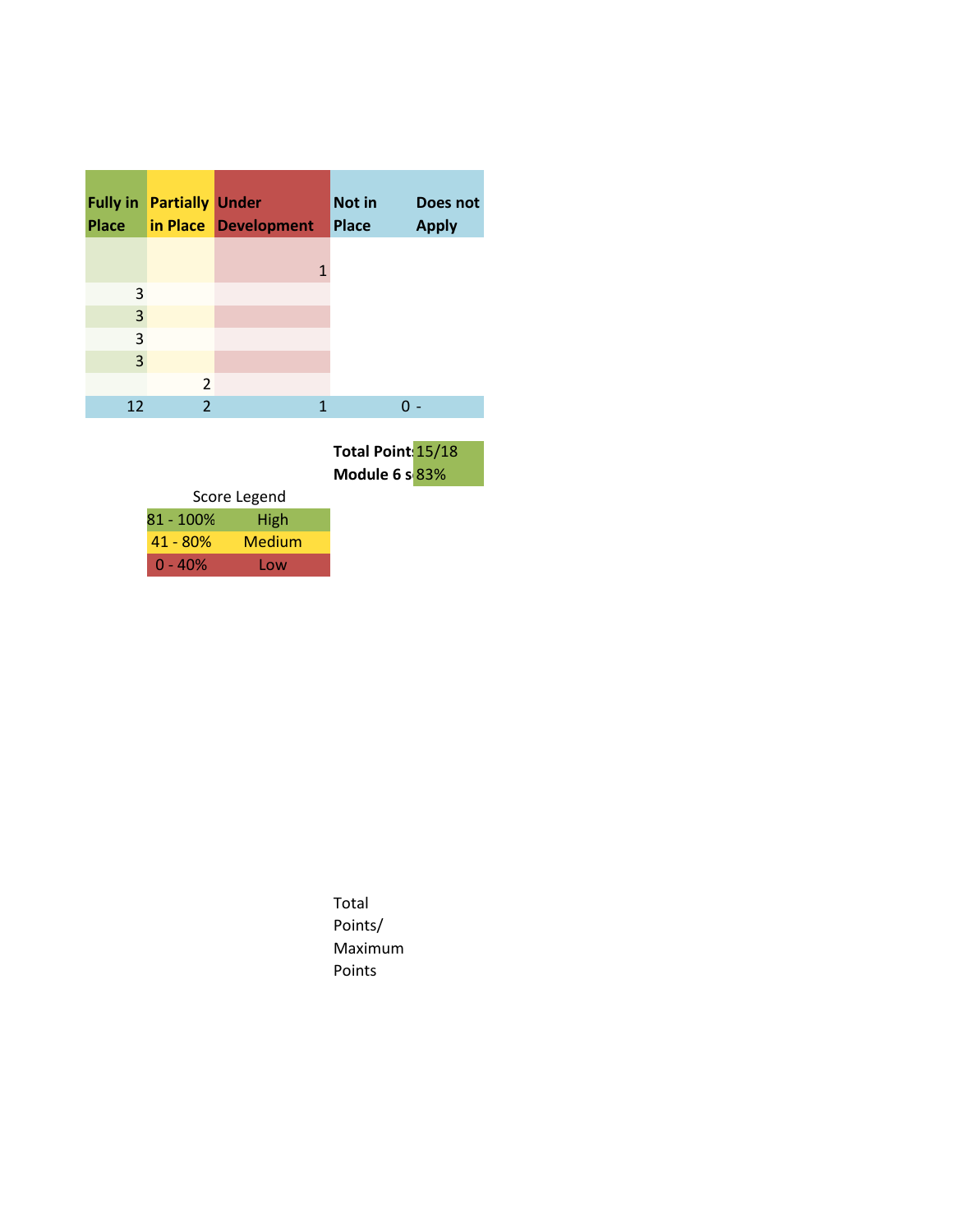| Fully in Place | Partially in Place | Under Development | Not in Place | Does not Apply |
|---|---|---|---|---|
| | | 1 | | |
| 3 | | | | |
| 3 | | | | |
| 3 | | | | |
| 3 | | | | |
| | 2 | | | |
| 12 | 2 | 1 | 0 | - |

| | |
|---|---|
| **Total Point** | 15/18 |
| **Module 6 s** | 83% |

Score Legend

| | |
|---|---|
| 81 - 100% | High |
| 41 - 80% | Medium |
| 0 - 40% | Low |

Total Points/ Maximum Points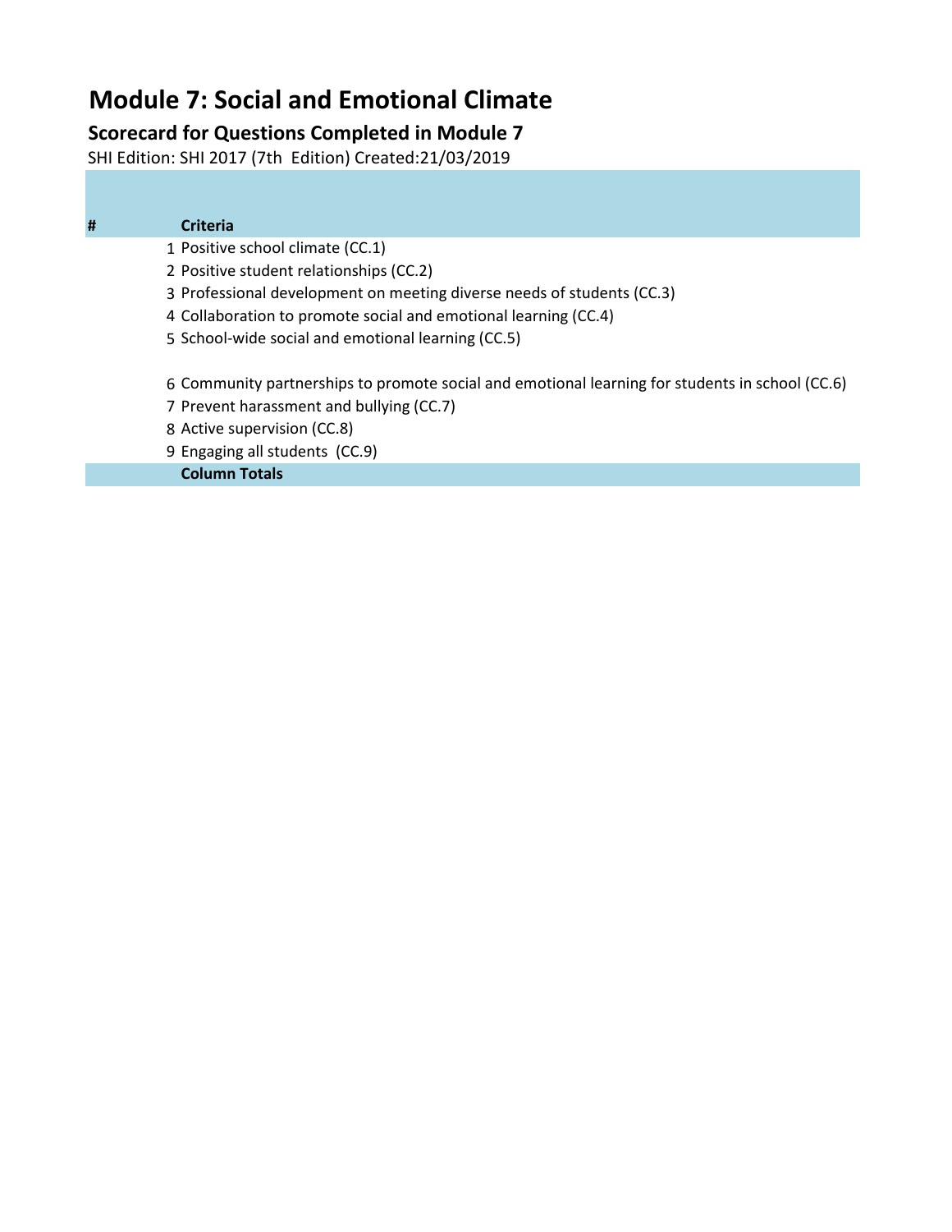# Module 7: Social and Emotional Climate

## Scorecard for Questions Completed in Module 7

SHI Edition: SHI 2017 (7th Edition) Created:21/03/2019

| # | Criteria |
|---|---|
| 1 | Positive school climate (CC.1) |
| 2 | Positive student relationships (CC.2) |
| 3 | Professional development on meeting diverse needs of students (CC.3) |
| 4 | Collaboration to promote social and emotional learning (CC.4) |
| 5 | School-wide social and emotional learning (CC.5) |
| 6 | Community partnerships to promote social and emotional learning for students in school (CC.6) |
| 7 | Prevent harassment and bullying (CC.7) |
| 8 | Active supervision (CC.8) |
| 9 | Engaging all students (CC.9) |
| | **Column Totals** |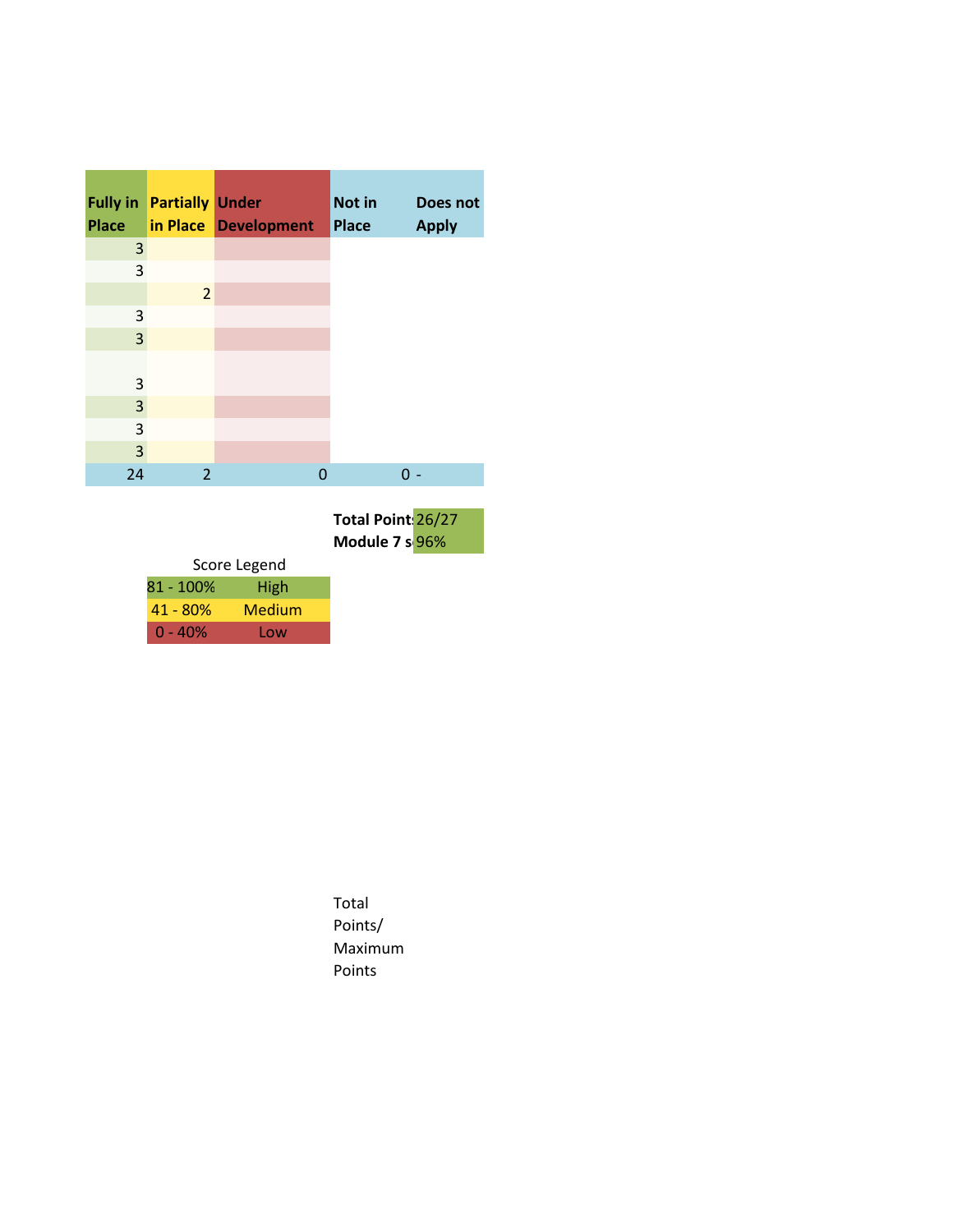| Fully in Place | Partially in Place | Under Development | Not in Place | Does not Apply |
|---|---|---|---|---|
| 3 | | | | |
| 3 | | | | |
| | 2 | | | |
| 3 | | | | |
| 3 | | | | |
| 3 | | | | |
| 3 | | | | |
| 3 | | | | |
| 3 | | | | |
| 24 | 2 | 0 | 0 | - |

**Total Points** 26/27

**Module 7 s** 96%

Score Legend

| | |
|---|---|
| 81 - 100% | High |
| 41 - 80% | Medium |
| 0 - 40% | Low |

Total Points/ Maximum Points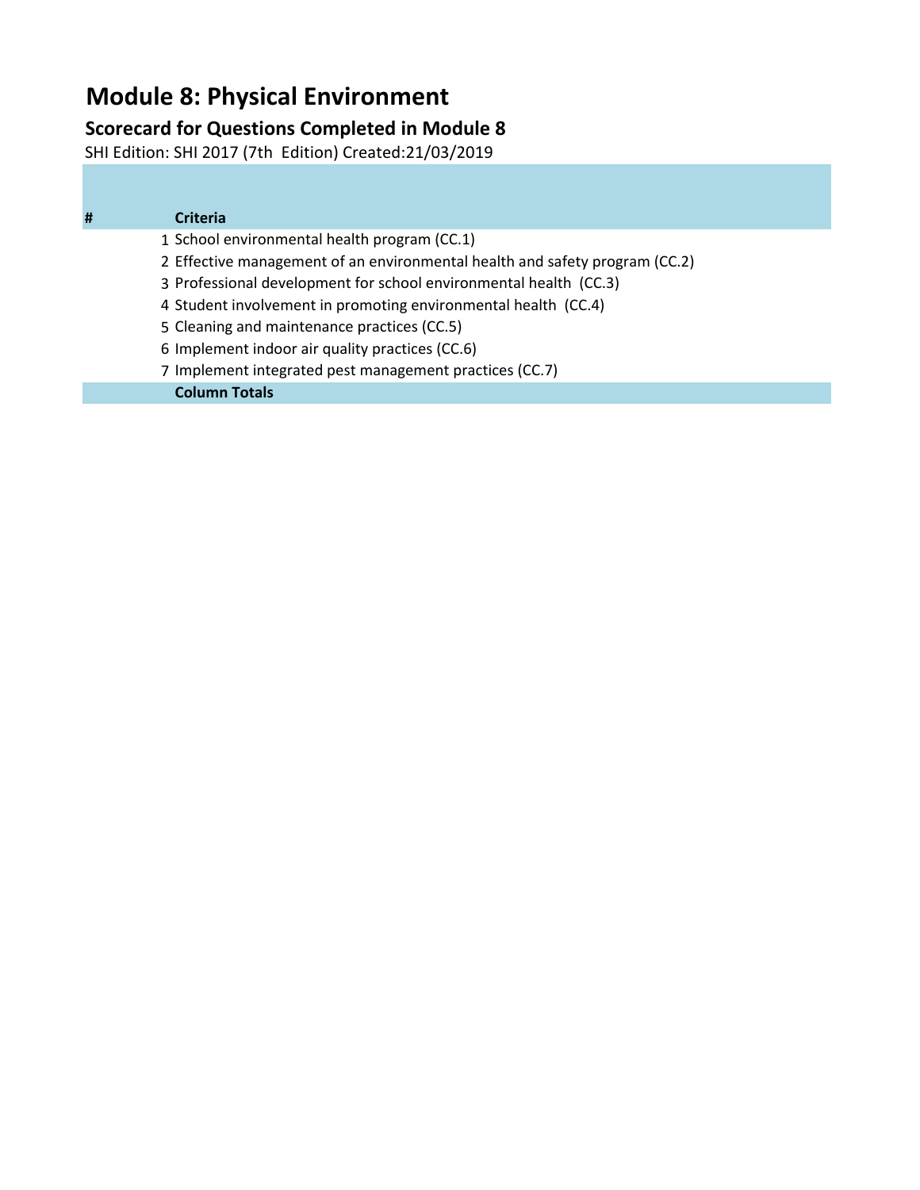# Module 8: Physical Environment

## Scorecard for Questions Completed in Module 8

SHI Edition: SHI 2017 (7th Edition) Created:21/03/2019

| # | Criteria |
|---|---|
| 1 | School environmental health program (CC.1) |
| 2 | Effective management of an environmental health and safety program (CC.2) |
| 3 | Professional development for school environmental health (CC.3) |
| 4 | Student involvement in promoting environmental health (CC.4) |
| 5 | Cleaning and maintenance practices (CC.5) |
| 6 | Implement indoor air quality practices (CC.6) |
| 7 | Implement integrated pest management practices (CC.7) |
| | **Column Totals** |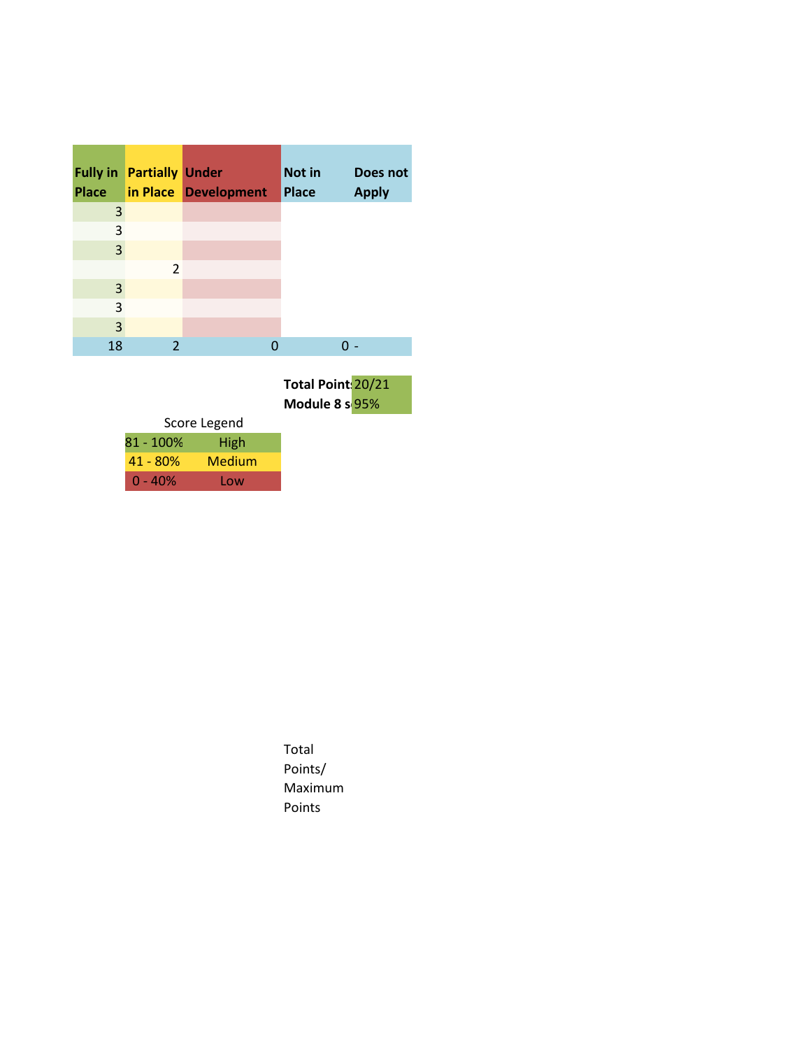| Fully in Place | Partially in Place | Under Development | Not in Place | Does not Apply |
|---|---|---|---|---|
| 3 | | | | |
| 3 | | | | |
| 3 | | | | |
| | 2 | | | |
| 3 | | | | |
| 3 | | | | |
| 3 | | | | |
| 18 | 2 | 0 | 0 | - |

**Total Point:** 20/21
**Module 8 s** 95%

| Score Legend | |
|---|---|
| 81 - 100% | High |
| 41 - 80% | Medium |
| 0 - 40% | Low |

Total Points/ Maximum Points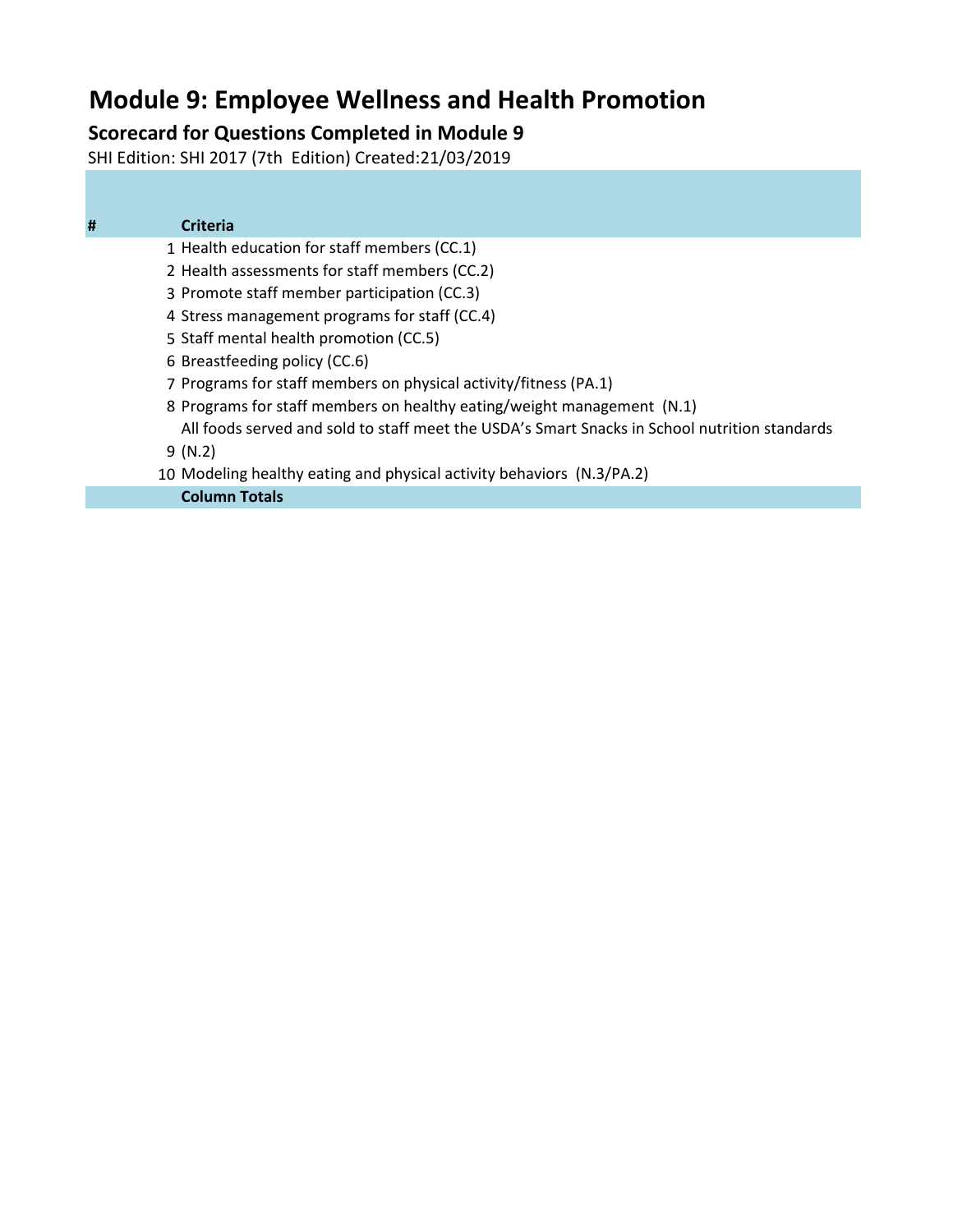# Module 9: Employee Wellness and Health Promotion

## Scorecard for Questions Completed in Module 9

SHI Edition: SHI 2017 (7th Edition) Created:21/03/2019

| # | Criteria |
|---|---|
| 1 | Health education for staff members (CC.1) |
| 2 | Health assessments for staff members (CC.2) |
| 3 | Promote staff member participation (CC.3) |
| 4 | Stress management programs for staff (CC.4) |
| 5 | Staff mental health promotion (CC.5) |
| 6 | Breastfeeding policy (CC.6) |
| 7 | Programs for staff members on physical activity/fitness (PA.1) |
| 8 | Programs for staff members on healthy eating/weight management (N.1) |
| 9 | All foods served and sold to staff meet the USDA's Smart Snacks in School nutrition standards (N.2) |
| 10 | Modeling healthy eating and physical activity behaviors (N.3/PA.2) |
| | **Column Totals** |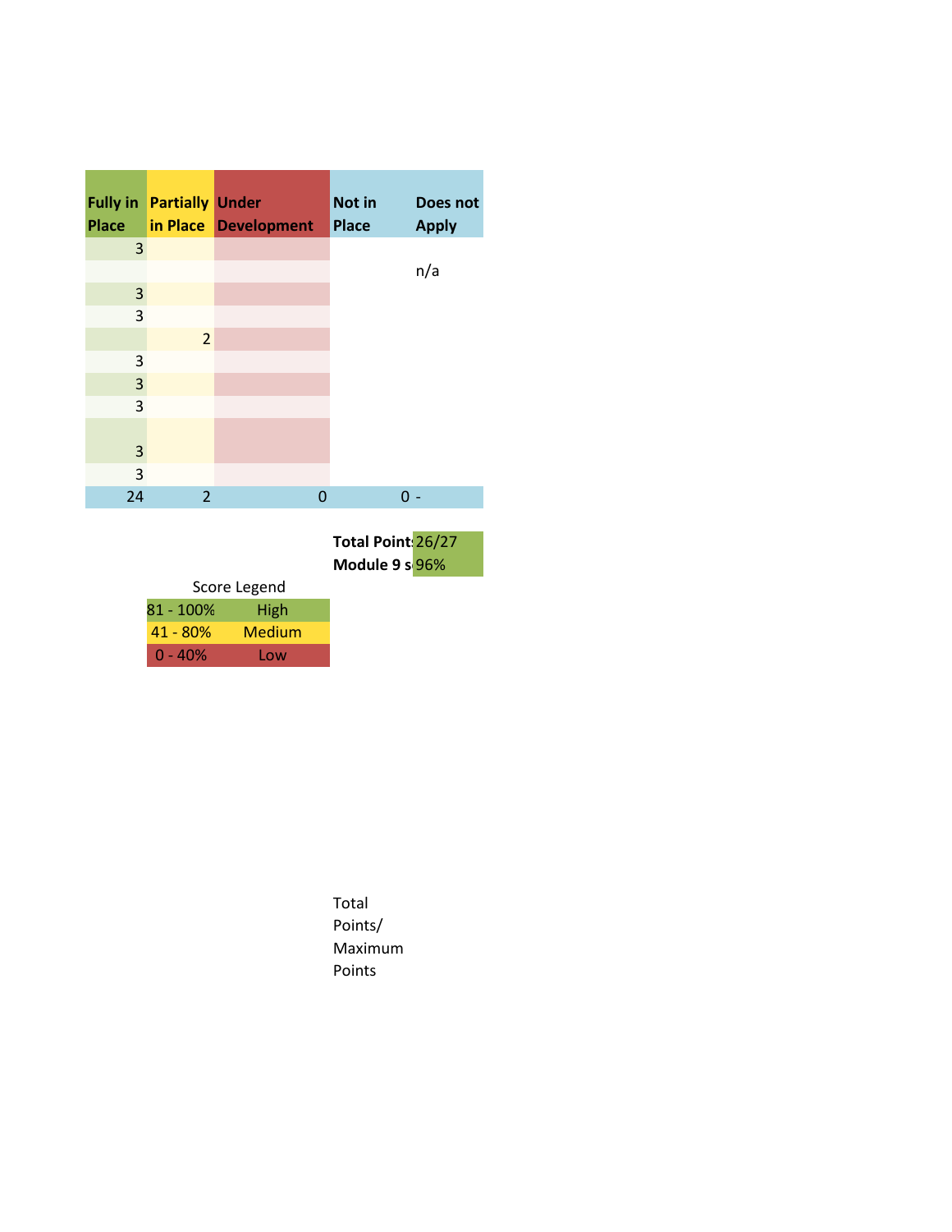| Fully in Place | Partially in Place | Under Development | Not in Place | Does not Apply |
|---|---|---|---|---|
| 3 | | | | |
| | | | | n/a |
| 3 | | | | |
| 3 | | | | |
| | 2 | | | |
| 3 | | | | |
| 3 | | | | |
| 3 | | | | |
| 3 | | | | |
| 3 | | | | |
| 24 | 2 | 0 | 0 | - |

| | |
|---|---|
| **Total Point** | 26/27 |
| **Module 9 s** | 96% |

Score Legend

| | |
|---|---|
| 81 - 100% | High |
| 41 - 80% | Medium |
| 0 - 40% | Low |

Total Points/ Maximum Points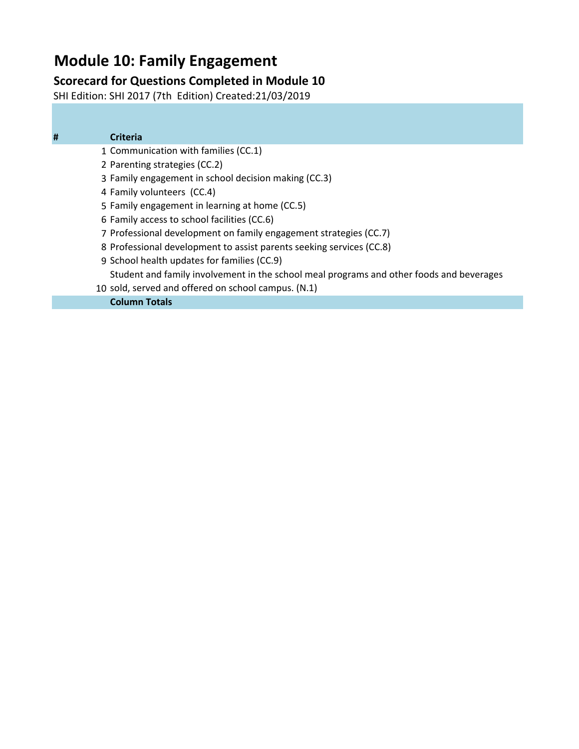# Module 10: Family Engagement

## Scorecard for Questions Completed in Module 10

SHI Edition: SHI 2017 (7th  Edition) Created:21/03/2019

| # | Criteria |
|---|---|
| 1 | Communication with families (CC.1) |
| 2 | Parenting strategies (CC.2) |
| 3 | Family engagement in school decision making (CC.3) |
| 4 | Family volunteers  (CC.4) |
| 5 | Family engagement in learning at home (CC.5) |
| 6 | Family access to school facilities (CC.6) |
| 7 | Professional development on family engagement strategies (CC.7) |
| 8 | Professional development to assist parents seeking services (CC.8) |
| 9 | School health updates for families (CC.9) |
| 10 | Student and family involvement in the school meal programs and other foods and beverages sold, served and offered on school campus. (N.1) |
| | **Column Totals** |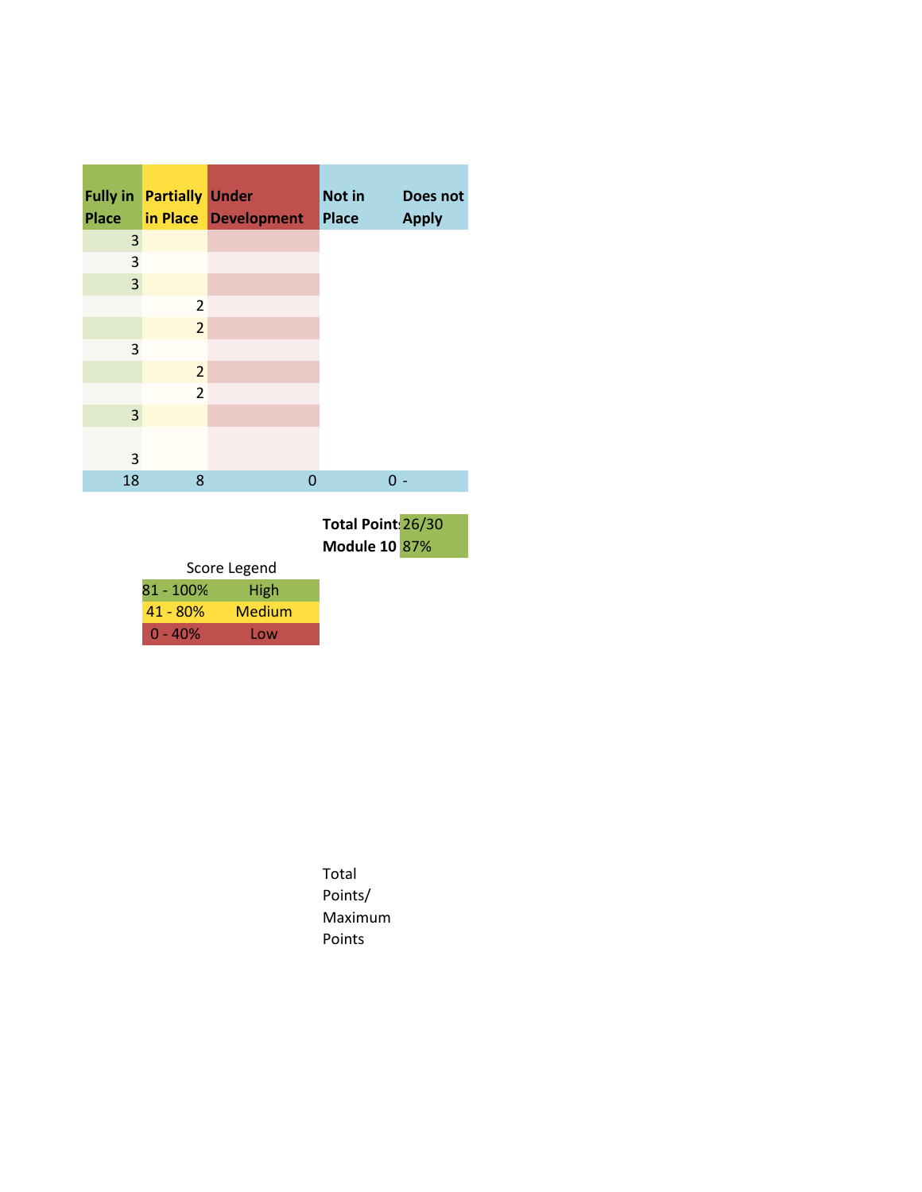| Fully in Place | Partially in Place | Under Development | Not in Place | Does not Apply |
|---|---|---|---|---|
| 3 | | | | |
| 3 | | | | |
| 3 | | | | |
| | 2 | | | |
| | 2 | | | |
| 3 | | | | |
| | 2 | | | |
| | 2 | | | |
| 3 | | | | |
| 3 | | | | |
| 18 | 8 | 0 | 0 | - |

| | |
|---|---|
| **Total Points** | 26/30 |
| **Module 10** | 87% |

Score Legend

| | |
|---|---|
| 81 - 100% | High |
| 41 - 80% | Medium |
| 0 - 40% | Low |

Total Points/ Maximum Points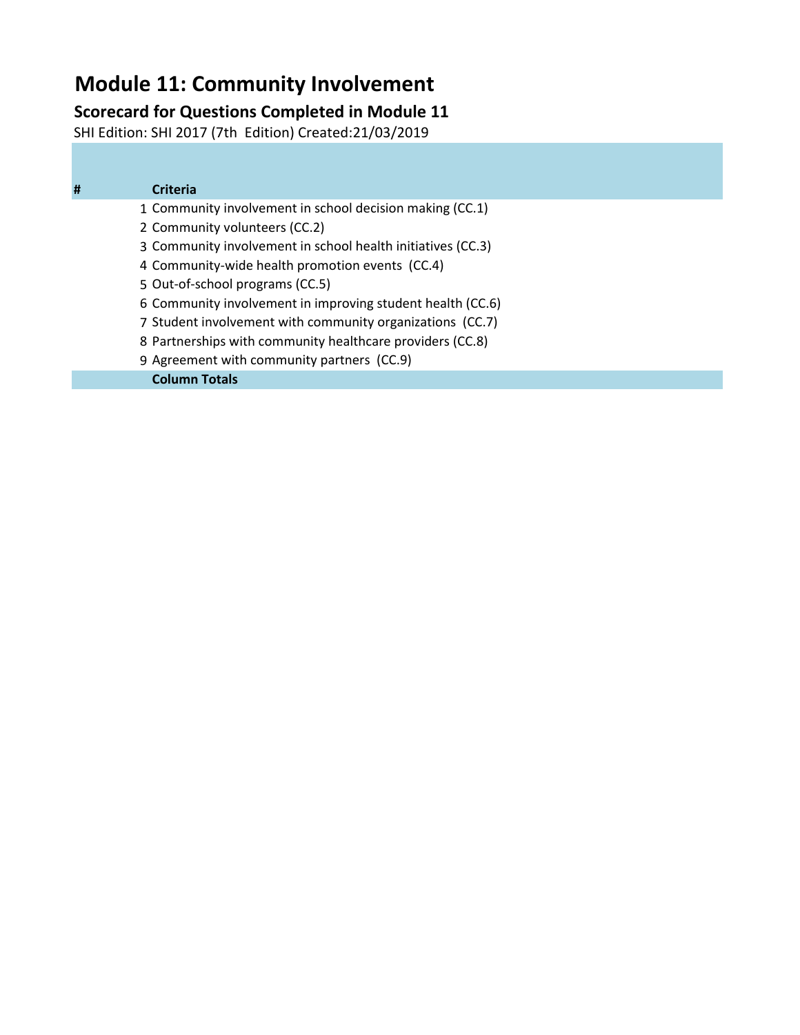# Module 11: Community Involvement

## Scorecard for Questions Completed in Module 11

SHI Edition: SHI 2017 (7th Edition) Created:21/03/2019

| # | Criteria |
|---|---|
| 1 | Community involvement in school decision making (CC.1) |
| 2 | Community volunteers (CC.2) |
| 3 | Community involvement in school health initiatives (CC.3) |
| 4 | Community-wide health promotion events (CC.4) |
| 5 | Out-of-school programs (CC.5) |
| 6 | Community involvement in improving student health (CC.6) |
| 7 | Student involvement with community organizations (CC.7) |
| 8 | Partnerships with community healthcare providers (CC.8) |
| 9 | Agreement with community partners (CC.9) |
| | **Column Totals** |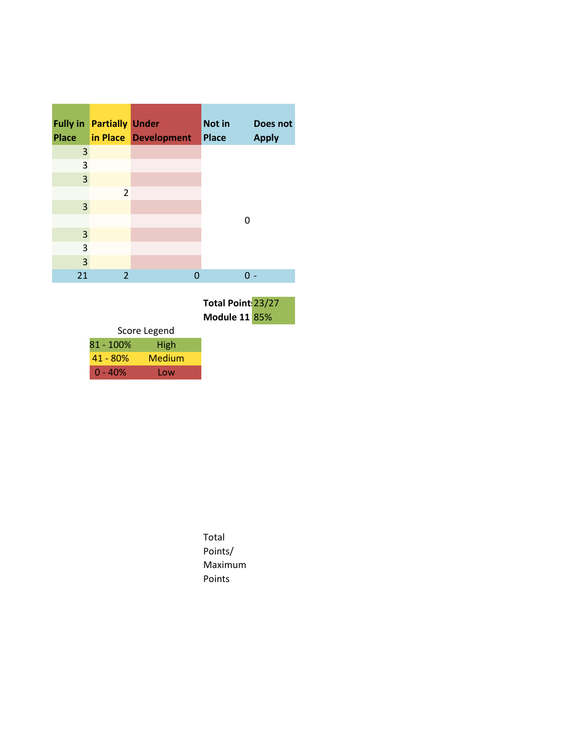| Fully in Place | Partially in Place | Under Development | Not in Place | Does not Apply |
|---|---|---|---|---|
| 3 | | | | |
| 3 | | | | |
| 3 | | | | |
| | 2 | | | |
| 3 | | | | |
| | | | 0 | |
| 3 | | | | |
| 3 | | | | |
| 3 | | | | |
| 21 | 2 | 0 | 0 | - |

| | |
|---|---|
| **Total Points** | 23/27 |
| **Module 11** | 85% |

Score Legend

| | |
|---|---|
| 81 - 100% | High |
| 41 - 80% | Medium |
| 0 - 40% | Low |

Total Points/ Maximum Points